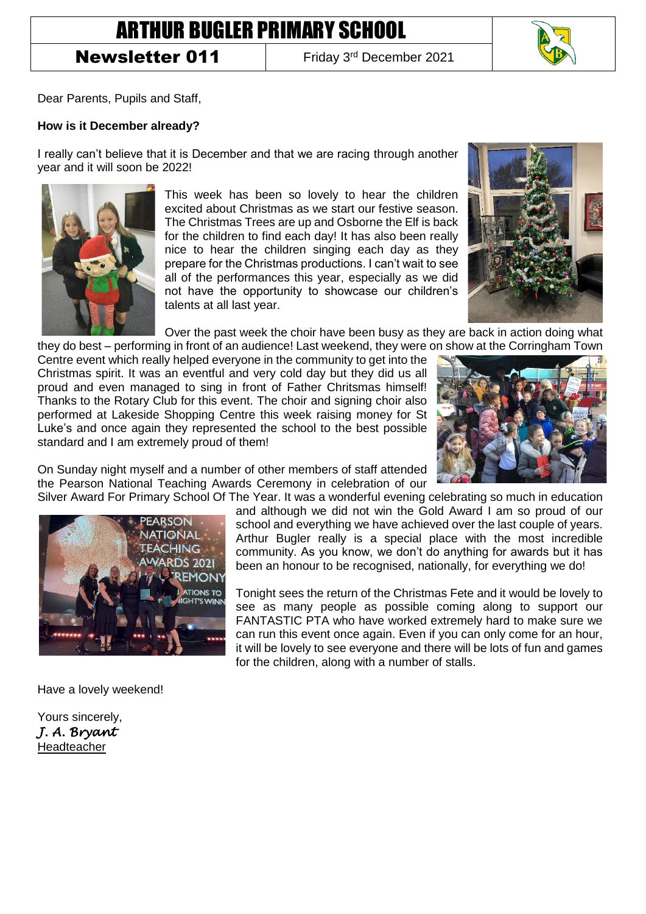# ARTHUR BUGLER PRIMARY SCHOOL

**Newsletter 011** | Friday 3rd December 2021

Dear Parents, Pupils and Staff,

**How is it December already?**

I really can't believe that it is December and that we are racing through another year and it will soon be 2022!

This week has been so lovely to hear the children excited about Christmas as we start our festive season. The Christmas Trees are up and Osborne the Elf is back for the children to find each day! It has also been really nice to hear the children singing each day as they prepare for the Christmas productions. I can't wait to see all of the performances this year, especially as we did not have the opportunity to showcase our children's talents at all last year.

Over the past week the choir have been busy as they are back in action doing what they do best – performing in front of an audience! Last weekend, they were on show at the Corringham Town Centre event which really helped everyone in the community to get into the Christmas spirit. It was an eventful and very cold day but they did us all proud and even managed to sing in front of Father Chritsmas himself! Thanks to the Rotary Club for this event. The choir and signing choir also performed at Lakeside Shopping Centre this week raising money for St Luke's and once again they represented the school to the best possible standard and I am extremely proud of them!

On Sunday night myself and a number of other members of staff attended the Pearson National Teaching Awards Ceremony in celebration of our Silver Award For Primary School Of The Year. It was a wonderful evening celebrating so much in education and although we did not win the Gold Award I am so proud of our school and everything we have achieved over the last couple of years. Arthur Bugler really is a special place with the most incredible community. As you know, we don't do anything for awards but it has been an honour to be recognised, nationally, for everything we do!

Tonight sees the return of the Christmas Fete and it would be lovely to see as many people as possible coming along to support our FANTASTIC PTA who have worked extremely hard to make sure we can run this event once again. Even if you can only come for an hour, it will be lovely to see everyone and there will be lots of fun and games for the children, along with a number of stalls.

Have a lovely weekend!

Yours sincerely,
*J. A. Bryant*
Headteacher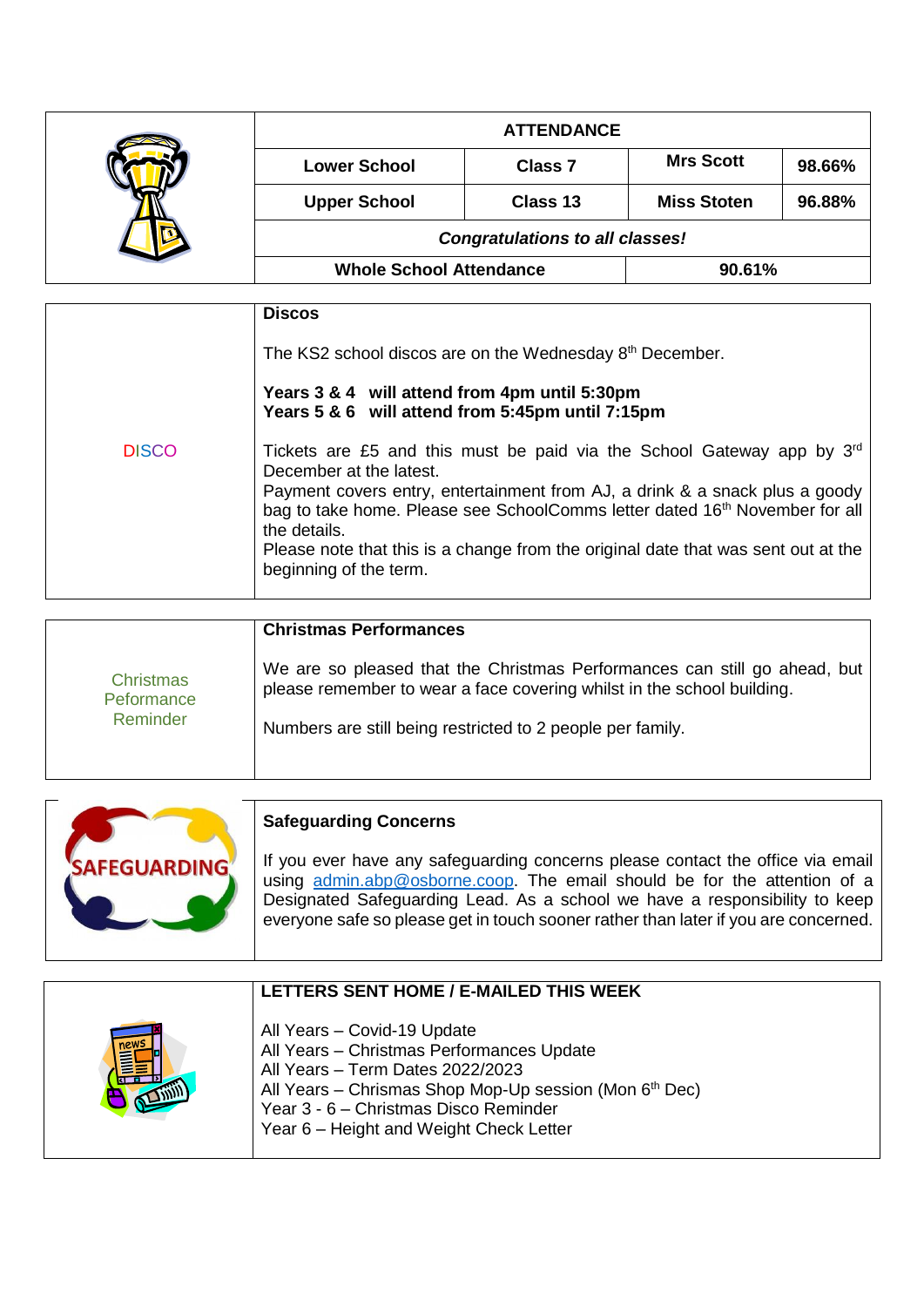## ATTENDANCE

| | | | |
|---|---|---|---|
| **Lower School** | **Class 7** | **Mrs Scott** | **98.66%** |
| **Upper School** | **Class 13** | **Miss Stoten** | **96.88%** |

***Congratulations to all classes!***

| **Whole School Attendance** | **90.61%** |
|---|---|

DISCO

### Discos

The KS2 school discos are on the Wednesday 8th December.

**Years 3 & 4 will attend from 4pm until 5:30pm**
**Years 5 & 6 will attend from 5:45pm until 7:15pm**

Tickets are £5 and this must be paid via the School Gateway app by 3rd December at the latest.
Payment covers entry, entertainment from AJ, a drink & a snack plus a goody bag to take home. Please see SchoolComms letter dated 16th November for all the details.
Please note that this is a change from the original date that was sent out at the beginning of the term.

Christmas Peformance Reminder

### Christmas Performances

We are so pleased that the Christmas Performances can still go ahead, but please remember to wear a face covering whilst in the school building.

Numbers are still being restricted to 2 people per family.

### Safeguarding Concerns

If you ever have any safeguarding concerns please contact the office via email using admin.abp@osborne.coop. The email should be for the attention of a Designated Safeguarding Lead. As a school we have a responsibility to keep everyone safe so please get in touch sooner rather than later if you are concerned.

### LETTERS SENT HOME / E-MAILED THIS WEEK

All Years – Covid-19 Update
All Years – Christmas Performances Update
All Years – Term Dates 2022/2023
All Years – Chrismas Shop Mop-Up session (Mon 6th Dec)
Year 3 - 6 – Christmas Disco Reminder
Year 6 – Height and Weight Check Letter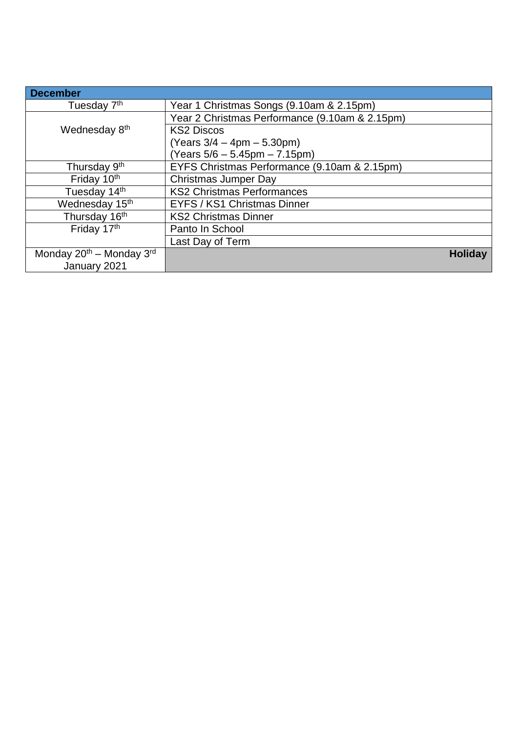| December | |
|---|---|
| Tuesday 7th | Year 1 Christmas Songs (9.10am & 2.15pm) |
| Wednesday 8th | Year 2 Christmas Performance (9.10am & 2.15pm) |
| | KS2 Discos (Years 3/4 – 4pm – 5.30pm) (Years 5/6 – 5.45pm – 7.15pm) |
| Thursday 9th | EYFS Christmas Performance (9.10am & 2.15pm) |
| Friday 10th | Christmas Jumper Day |
| Tuesday 14th | KS2 Christmas Performances |
| Wednesday 15th | EYFS / KS1 Christmas Dinner |
| Thursday 16th | KS2 Christmas Dinner |
| Friday 17th | Panto In School |
| | Last Day of Term |
| Monday 20th – Monday 3rd January 2021 | **Holiday** |